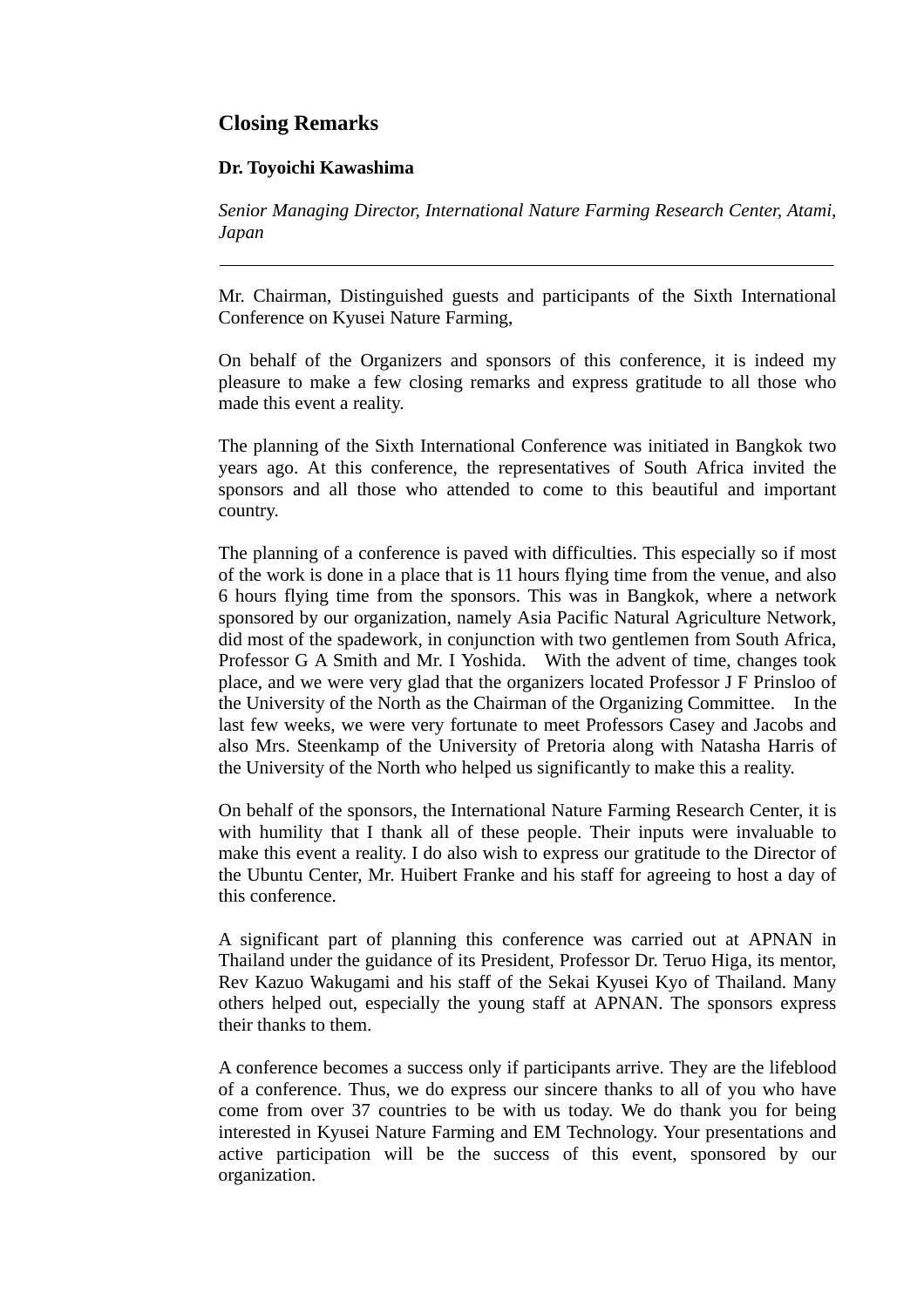## Closing Remarks

**Dr. Toyoichi Kawashima**

*Senior Managing Director, International Nature Farming Research Center, Atami, Japan*

---

Mr. Chairman, Distinguished guests and participants of the Sixth International Conference on Kyusei Nature Farming,

On behalf of the Organizers and sponsors of this conference, it is indeed my pleasure to make a few closing remarks and express gratitude to all those who made this event a reality.

The planning of the Sixth International Conference was initiated in Bangkok two years ago. At this conference, the representatives of South Africa invited the sponsors and all those who attended to come to this beautiful and important country.

The planning of a conference is paved with difficulties. This especially so if most of the work is done in a place that is 11 hours flying time from the venue, and also 6 hours flying time from the sponsors. This was in Bangkok, where a network sponsored by our organization, namely Asia Pacific Natural Agriculture Network, did most of the spadework, in conjunction with two gentlemen from South Africa, Professor G A Smith and Mr. I Yoshida. With the advent of time, changes took place, and we were very glad that the organizers located Professor J F Prinsloo of the University of the North as the Chairman of the Organizing Committee. In the last few weeks, we were very fortunate to meet Professors Casey and Jacobs and also Mrs. Steenkamp of the University of Pretoria along with Natasha Harris of the University of the North who helped us significantly to make this a reality.

On behalf of the sponsors, the International Nature Farming Research Center, it is with humility that I thank all of these people. Their inputs were invaluable to make this event a reality. I do also wish to express our gratitude to the Director of the Ubuntu Center, Mr. Huibert Franke and his staff for agreeing to host a day of this conference.

A significant part of planning this conference was carried out at APNAN in Thailand under the guidance of its President, Professor Dr. Teruo Higa, its mentor, Rev Kazuo Wakugami and his staff of the Sekai Kyusei Kyo of Thailand. Many others helped out, especially the young staff at APNAN. The sponsors express their thanks to them.

A conference becomes a success only if participants arrive. They are the lifeblood of a conference. Thus, we do express our sincere thanks to all of you who have come from over 37 countries to be with us today. We do thank you for being interested in Kyusei Nature Farming and EM Technology. Your presentations and active participation will be the success of this event, sponsored by our organization.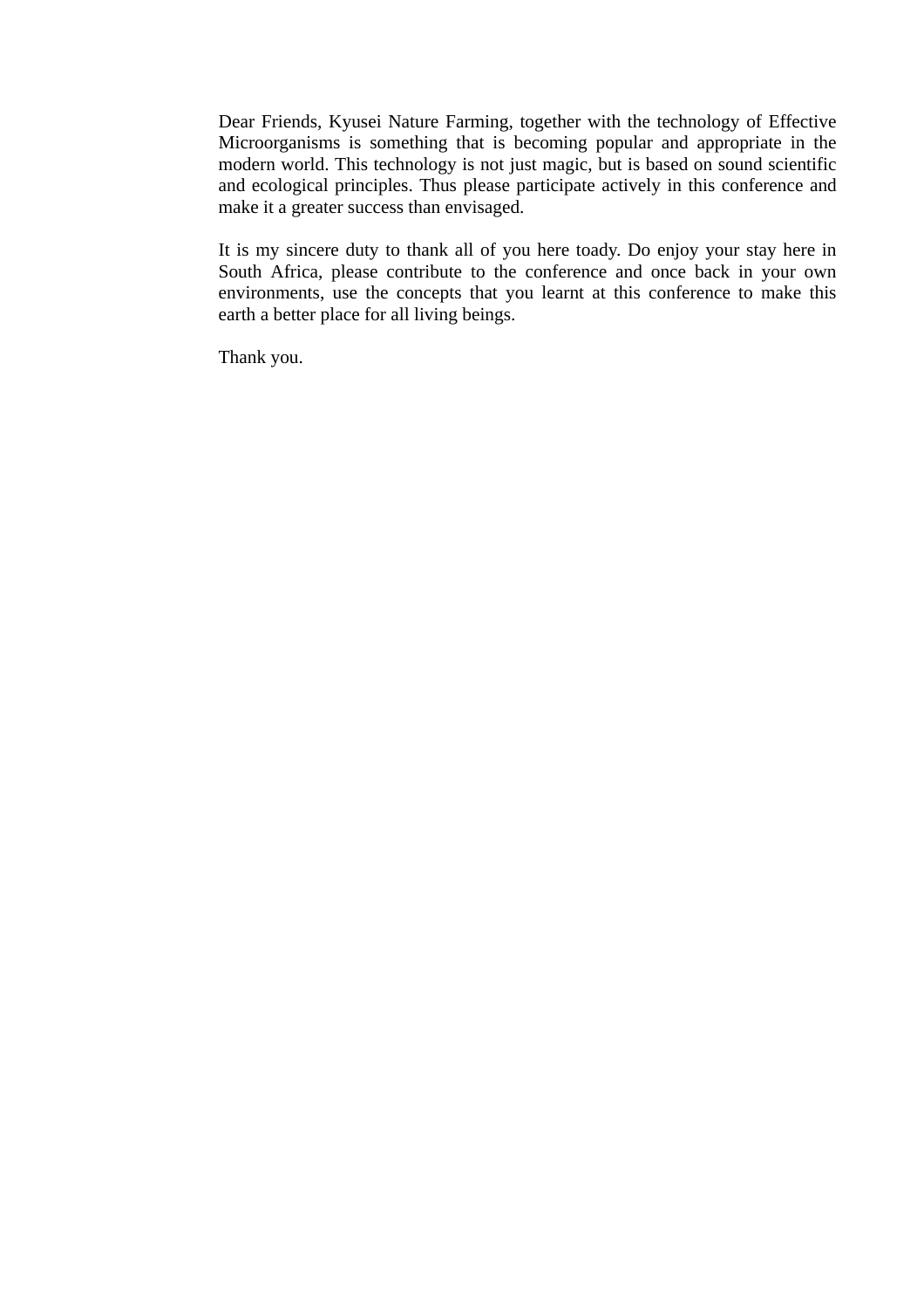Dear Friends, Kyusei Nature Farming, together with the technology of Effective Microorganisms is something that is becoming popular and appropriate in the modern world. This technology is not just magic, but is based on sound scientific and ecological principles. Thus please participate actively in this conference and make it a greater success than envisaged.

It is my sincere duty to thank all of you here toady. Do enjoy your stay here in South Africa, please contribute to the conference and once back in your own environments, use the concepts that you learnt at this conference to make this earth a better place for all living beings.

Thank you.